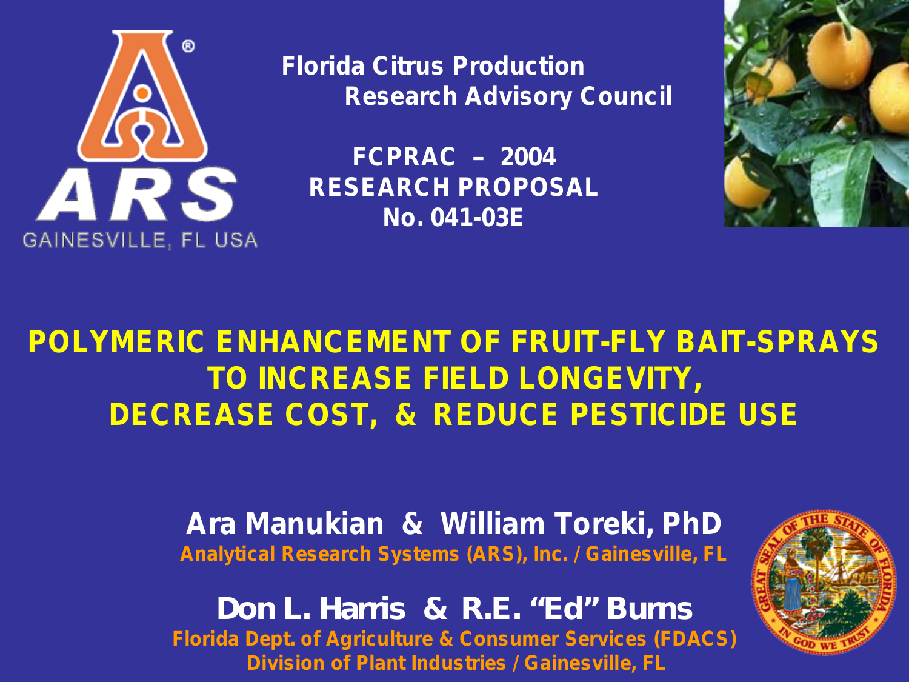ARS

GAINESVILLE, FL USA

**Florida Citrus Production Research Advisory Council**

**FCPRAC – 2004**
**RESEARCH PROPOSAL**
**No. 041-03E**

# POLYMERIC ENHANCEMENT OF FRUIT-FLY BAIT-SPRAYS TO INCREASE FIELD LONGEVITY, DECREASE COST, & REDUCE PESTICIDE USE

**Ara Manukian & William Toreki, PhD**
Analytical Research Systems (ARS), Inc. / Gainesville, FL

**Don L. Harris & R.E. "Ed" Burns**
Florida Dept. of Agriculture & Consumer Services (FDACS)
Division of Plant Industries / Gainesville, FL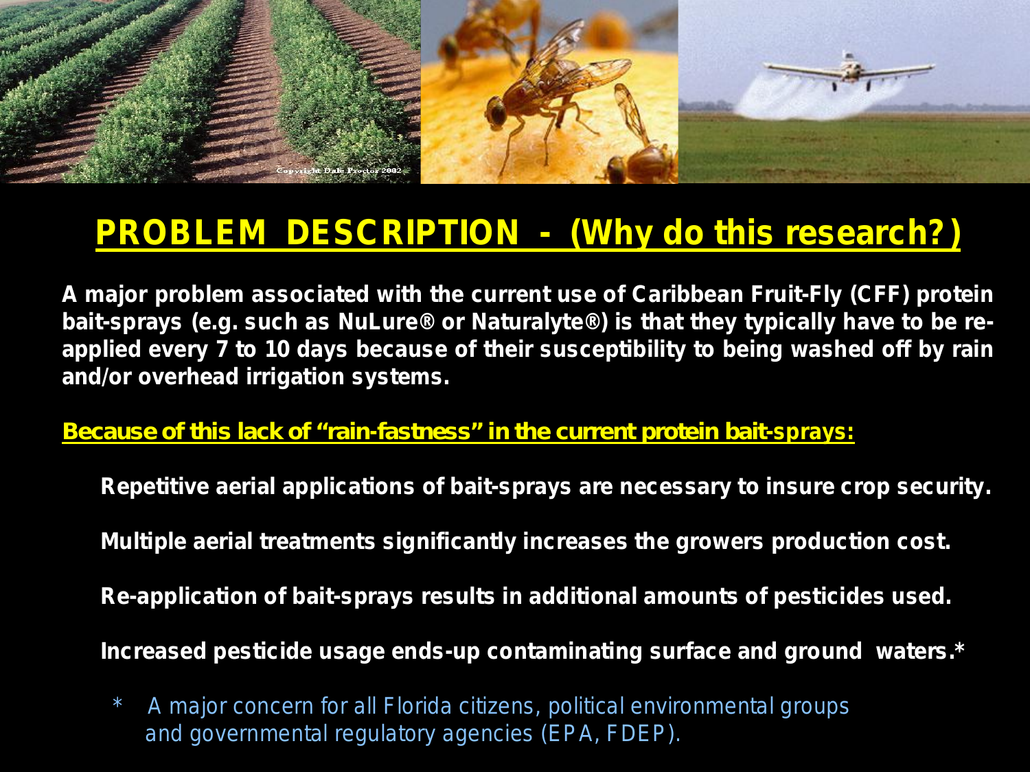# PROBLEM DESCRIPTION - (Why do this research?)

**A major problem associated with the current use of Caribbean Fruit-Fly (CFF) protein bait-sprays (e.g. such as NuLure® or Naturalyte®) is that they typically have to be re-applied every 7 to 10 days because of their susceptibility to being washed off by rain and/or overhead irrigation systems.**

**Because of this lack of "rain-fastness" in the current protein bait-sprays:**

**Repetitive aerial applications of bait-sprays are necessary to insure crop security.**

**Multiple aerial treatments significantly increases the growers production cost.**

**Re-application of bait-sprays results in additional amounts of pesticides used.**

**Increased pesticide usage ends-up contaminating surface and ground waters.***

\* A major concern for all Florida citizens, political environmental groups and governmental regulatory agencies (EPA, FDEP).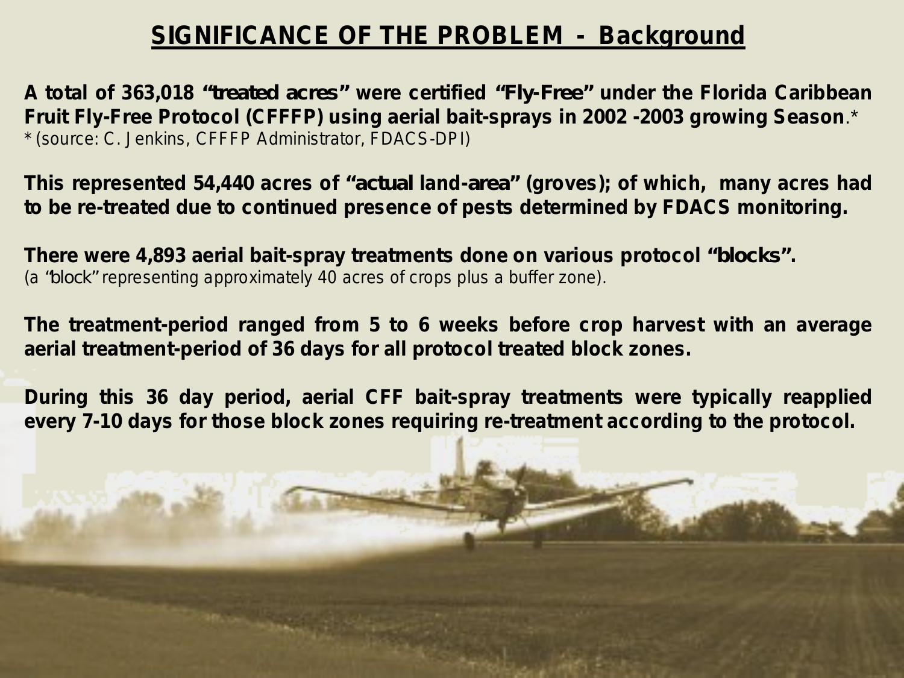# SIGNIFICANCE OF THE PROBLEM - Background

**A total of 363,018 "treated acres" were certified "Fly-Free" under the Florida Caribbean Fruit Fly-Free Protocol (CFFFP) using aerial bait-sprays in 2002 -2003 growing Season**.*
* (source: C. Jenkins, CFFFP Administrator, FDACS-DPI)

**This represented 54,440 acres of "actual land-area" (groves); of which, many acres had to be re-treated due to continued presence of pests determined by FDACS monitoring.**

**There were 4,893 aerial bait-spray treatments done on various protocol "blocks".**
(a "block" representing approximately 40 acres of crops plus a buffer zone).

**The treatment-period ranged from 5 to 6 weeks before crop harvest with an average aerial treatment-period of 36 days for all protocol treated block zones.**

**During this 36 day period, aerial CFF bait-spray treatments were typically reapplied every 7-10 days for those block zones requiring re-treatment according to the protocol.**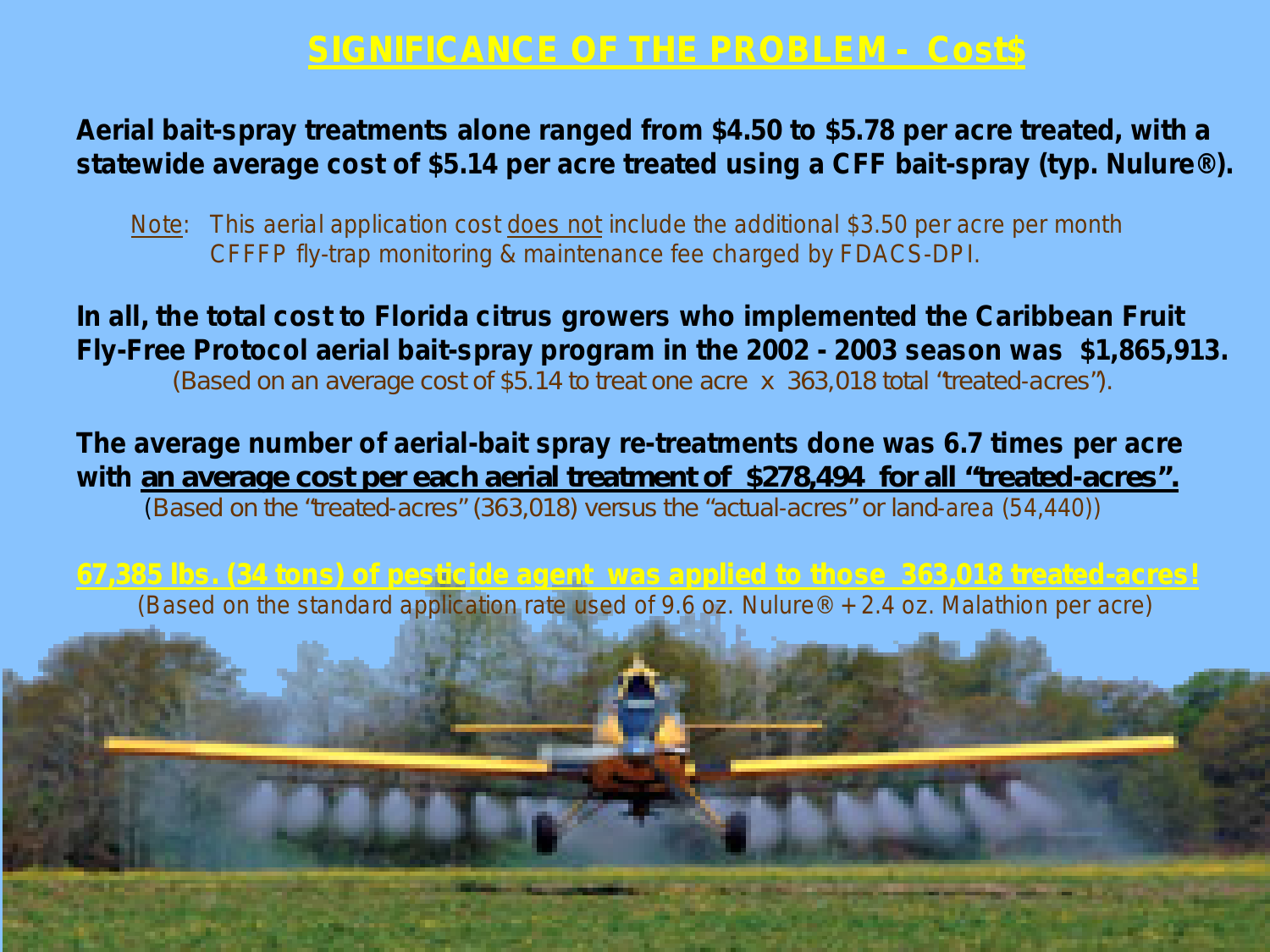# SIGNIFICANCE OF THE PROBLEM - Cost$

**Aerial bait-spray treatments alone ranged from $4.50 to $5.78 per acre treated, with a statewide average cost of $5.14 per acre treated using a CFF bait-spray (typ. Nulure®).**

Note: This aerial application cost does not include the additional $3.50 per acre per month CFFFP fly-trap monitoring & maintenance fee charged by FDACS-DPI.

**In all, the total cost to Florida citrus growers who implemented the Caribbean Fruit Fly-Free Protocol aerial bait-spray program in the 2002 - 2003 season was $1,865,913.**

(Based on an average cost of $5.14 to treat one acre x 363,018 total "treated-acres").

**The average number of aerial-bait spray re-treatments done was 6.7 times per acre with an average cost per each aerial treatment of $278,494 for all "treated-acres".**

(Based on the "treated-acres" (363,018) versus the "actual-acres" or land-area (54,440))

**67,385 lbs. (34 tons) of pesticide agent was applied to those 363,018 treated-acres!**

(Based on the standard application rate used of 9.6 oz. Nulure® + 2.4 oz. Malathion per acre)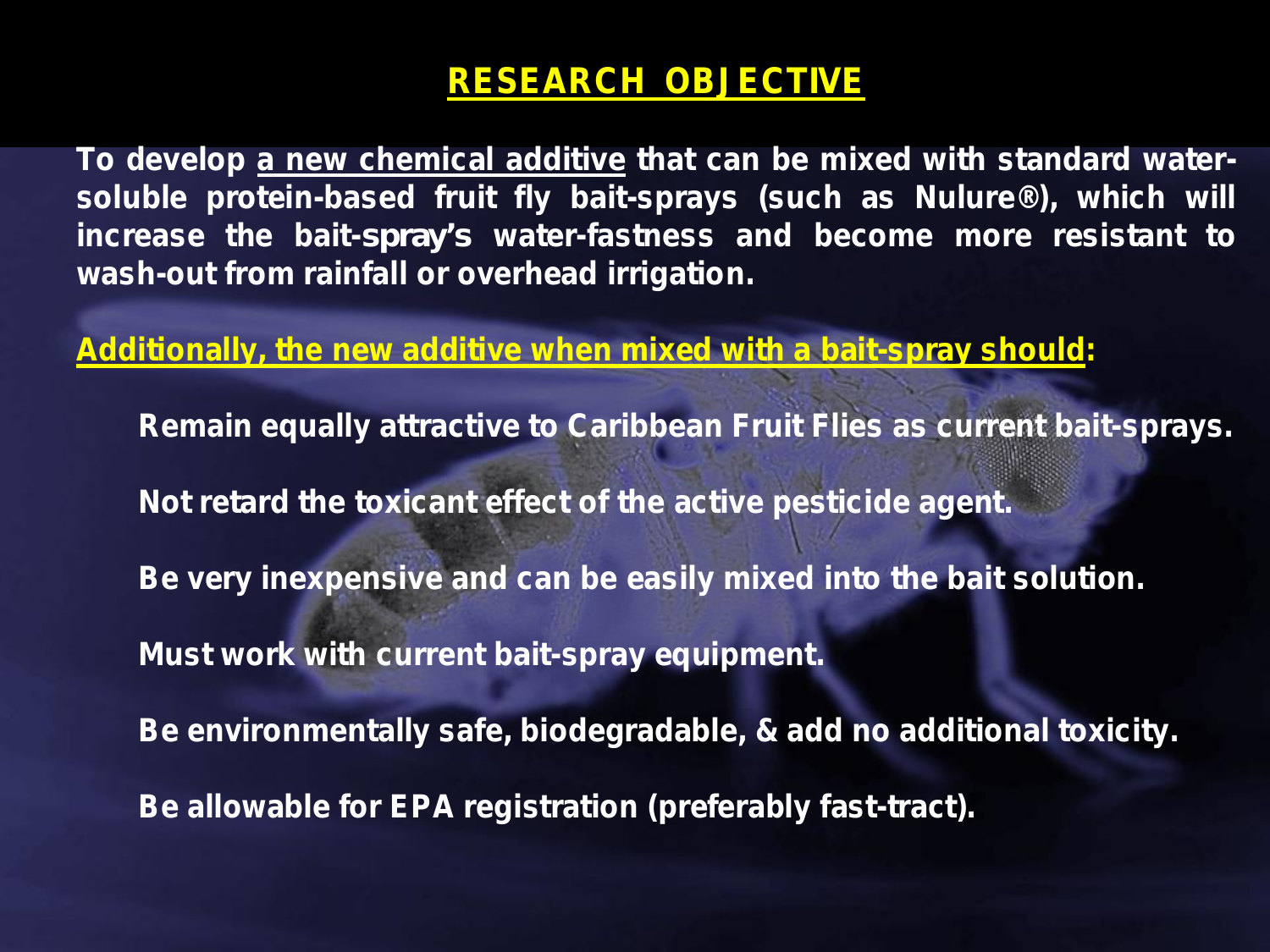# RESEARCH OBJECTIVE

**To develop <u>a new chemical additive</u> that can be mixed with standard water-soluble protein-based fruit fly bait-sprays (such as Nulure®), which will increase the bait-spray's water-fastness and become more resistant to wash-out from rainfall or overhead irrigation.**

**<u>Additionally, the new additive when mixed with a bait-spray should</u>:**

- **Remain equally attractive to Caribbean Fruit Flies as current bait-sprays.**
- **Not retard the toxicant effect of the active pesticide agent.**
- **Be very inexpensive and can be easily mixed into the bait solution.**
- **Must work with current bait-spray equipment.**
- **Be environmentally safe, biodegradable, & add no additional toxicity.**
- **Be allowable for EPA registration (preferably fast-tract).**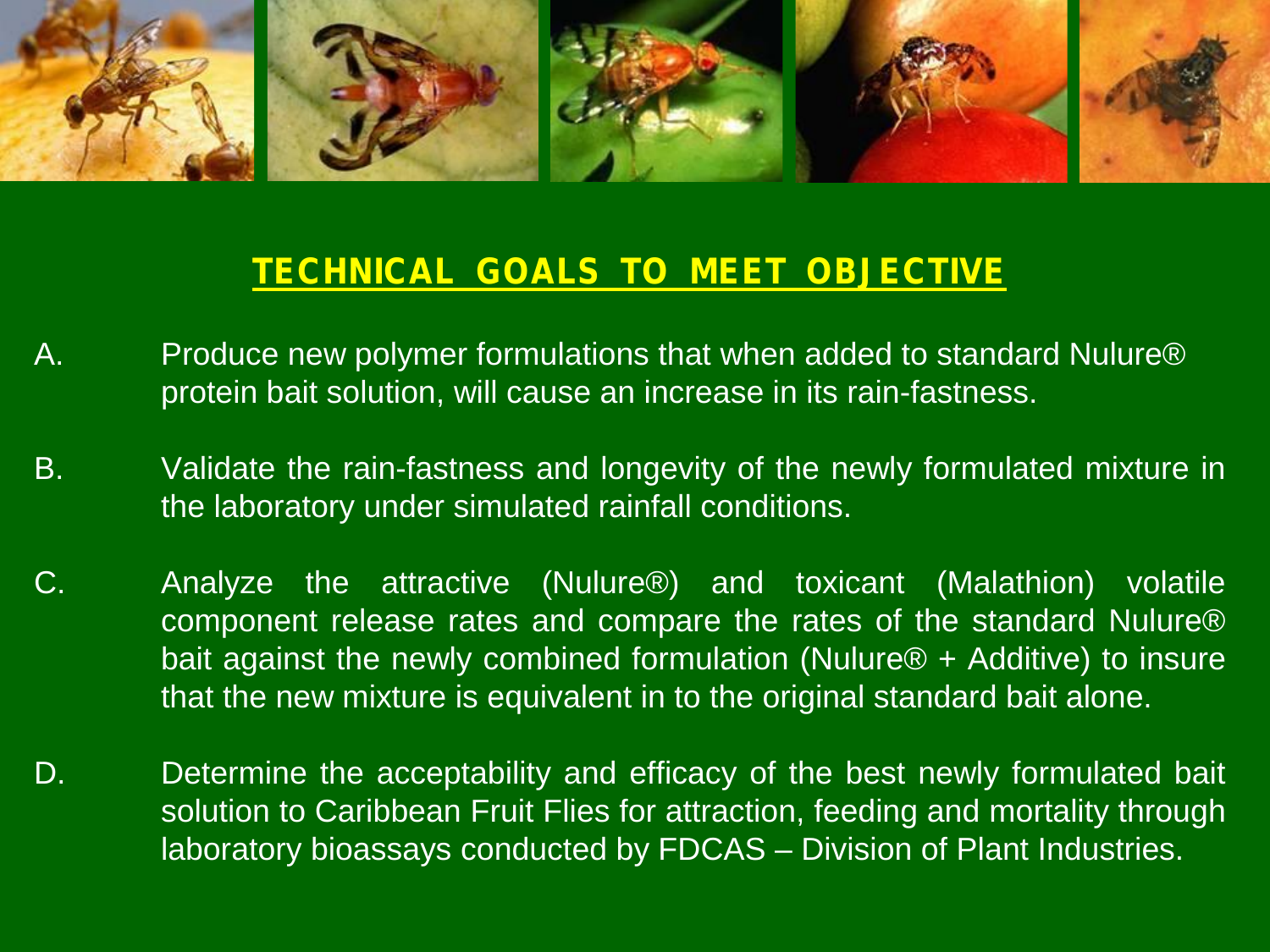## TECHNICAL GOALS TO MEET OBJECTIVE

A. Produce new polymer formulations that when added to standard Nulure® protein bait solution, will cause an increase in its rain-fastness.

B. Validate the rain-fastness and longevity of the newly formulated mixture in the laboratory under simulated rainfall conditions.

C. Analyze the attractive (Nulure®) and toxicant (Malathion) volatile component release rates and compare the rates of the standard Nulure® bait against the newly combined formulation (Nulure® + Additive) to insure that the new mixture is equivalent in to the original standard bait alone.

D. Determine the acceptability and efficacy of the best newly formulated bait solution to Caribbean Fruit Flies for attraction, feeding and mortality through laboratory bioassays conducted by FDCAS – Division of Plant Industries.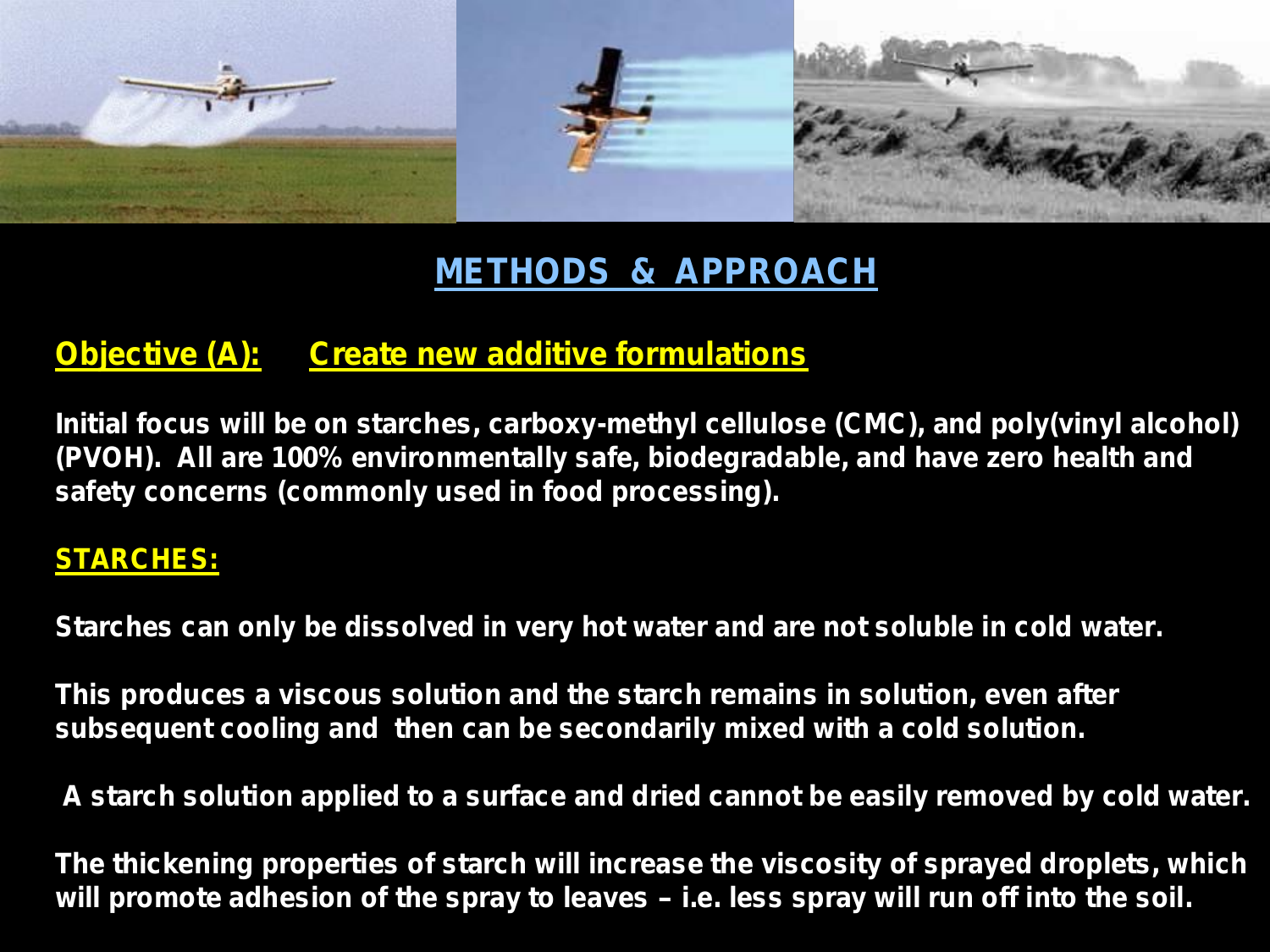# METHODS & APPROACH

## Objective (A): Create new additive formulations

**Initial focus will be on starches, carboxy-methyl cellulose (CMC), and poly(vinyl alcohol) (PVOH). All are 100% environmentally safe, biodegradable, and have zero health and safety concerns (commonly used in food processing).**

### STARCHES:

**Starches can only be dissolved in very hot water and are not soluble in cold water.**

**This produces a viscous solution and the starch remains in solution, even after subsequent cooling and then can be secondarily mixed with a cold solution.**

**A starch solution applied to a surface and dried cannot be easily removed by cold water.**

**The thickening properties of starch will increase the viscosity of sprayed droplets, which will promote adhesion of the spray to leaves – i.e. less spray will run off into the soil.**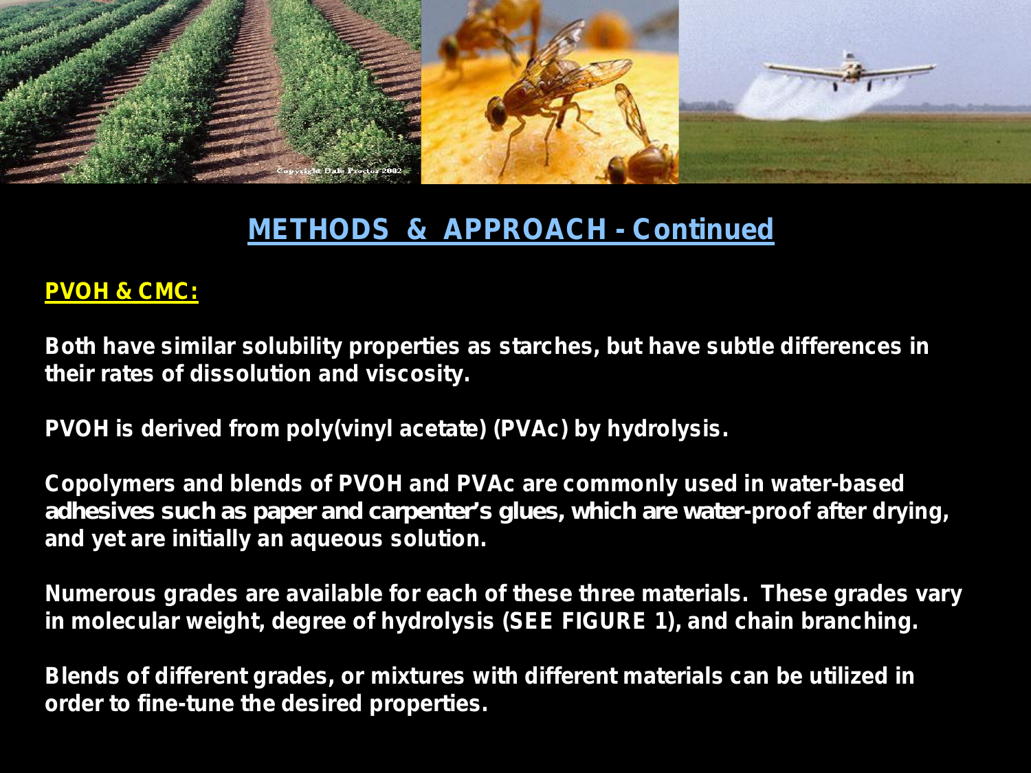## METHODS & APPROACH - Continued

**PVOH & CMC:**

**Both have similar solubility properties as starches, but have subtle differences in their rates of dissolution and viscosity.**

**PVOH is derived from poly(vinyl acetate) (PVAc) by hydrolysis.**

**Copolymers and blends of PVOH and PVAc are commonly used in water-based adhesives such as paper and carpenter's glues, which are water-proof after drying, and yet are initially an aqueous solution.**

**Numerous grades are available for each of these three materials. These grades vary in molecular weight, degree of hydrolysis (SEE FIGURE 1), and chain branching.**

**Blends of different grades, or mixtures with different materials can be utilized in order to fine-tune the desired properties.**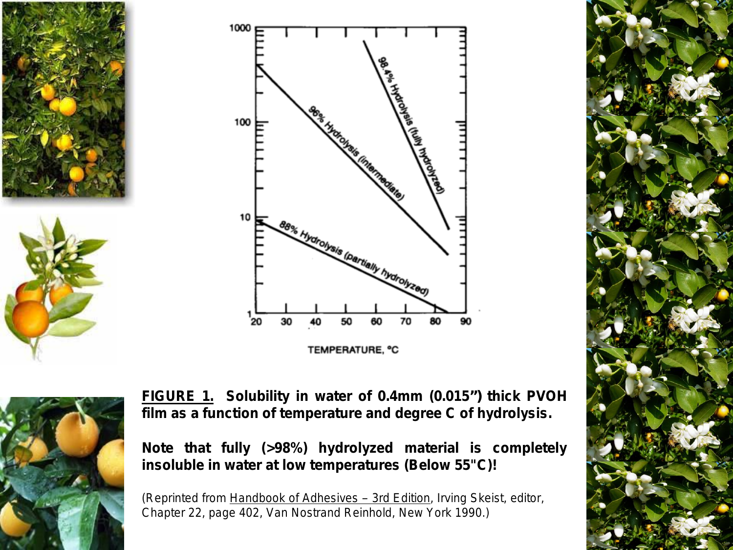**<u>FIGURE 1.</u> Solubility in water of 0.4mm (0.015") thick PVOH film as a function of temperature and degree C of hydrolysis.**

**Note that fully (>98%) hydrolyzed material is completely insoluble in water at low temperatures (Below 55"C)!**

(Reprinted from <u>Handbook of Adhesives – 3rd Edition</u>, Irving Skeist, editor, Chapter 22, page 402, Van Nostrand Reinhold, New York 1990.)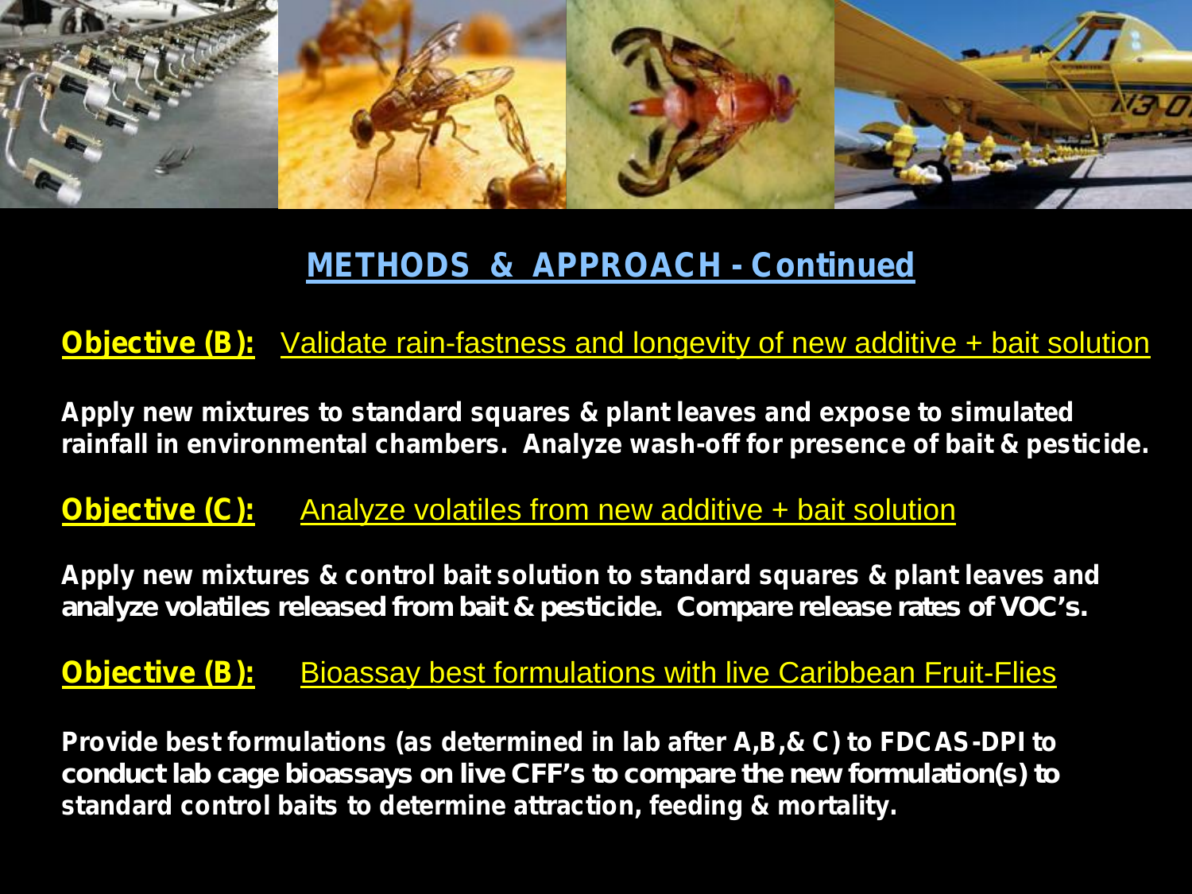# METHODS & APPROACH - Continued

**Objective (B):** Validate rain-fastness and longevity of new additive + bait solution

**Apply new mixtures to standard squares & plant leaves and expose to simulated rainfall in environmental chambers. Analyze wash-off for presence of bait & pesticide.**

**Objective (C):** Analyze volatiles from new additive + bait solution

**Apply new mixtures & control bait solution to standard squares & plant leaves and analyze volatiles released from bait & pesticide. Compare release rates of VOC's.**

**Objective (B):** Bioassay best formulations with live Caribbean Fruit-Flies

**Provide best formulations (as determined in lab after A,B,& C) to FDCAS-DPI to conduct lab cage bioassays on live CFF's to compare the new formulation(s) to standard control baits to determine attraction, feeding & mortality.**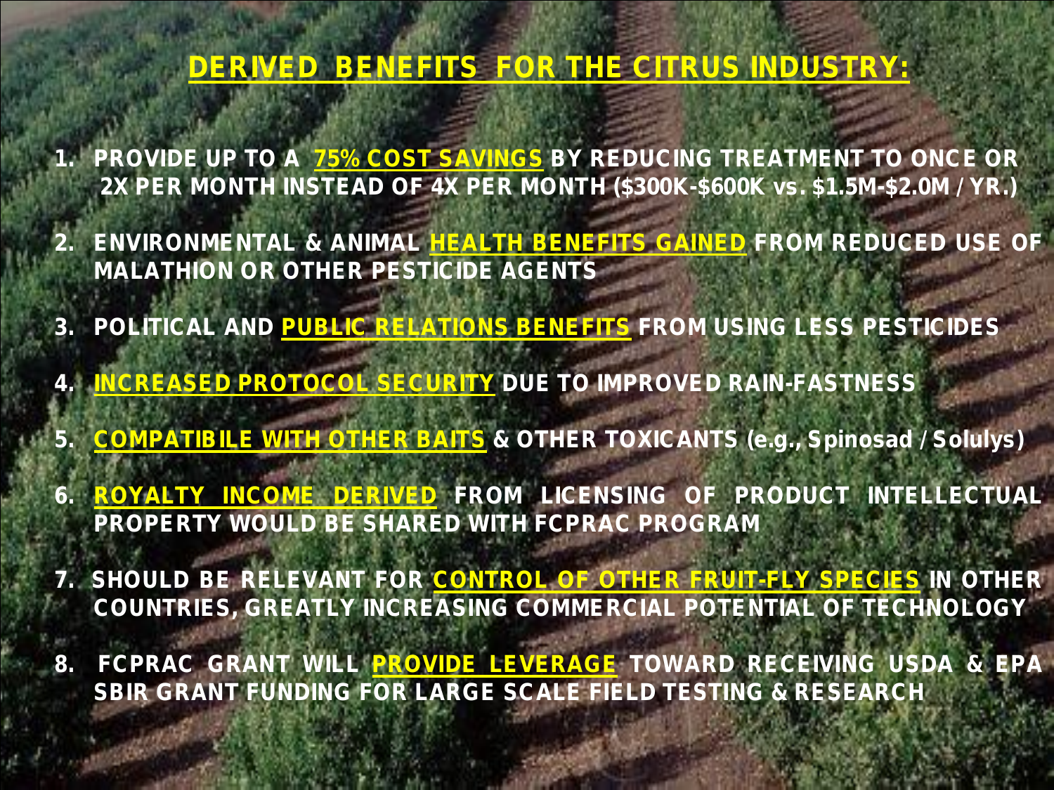# DERIVED BENEFITS FOR THE CITRUS INDUSTRY:

1. PROVIDE UP TO A 75% COST SAVINGS BY REDUCING TREATMENT TO ONCE OR 2X PER MONTH INSTEAD OF 4X PER MONTH ($300K-$600K vs. $1.5M-$2.0M / YR.)
2. ENVIRONMENTAL & ANIMAL HEALTH BENEFITS GAINED FROM REDUCED USE OF MALATHION OR OTHER PESTICIDE AGENTS
3. POLITICAL AND PUBLIC RELATIONS BENEFITS FROM USING LESS PESTICIDES
4. INCREASED PROTOCOL SECURITY DUE TO IMPROVED RAIN-FASTNESS
5. COMPATIBILE WITH OTHER BAITS & OTHER TOXICANTS (e.g., Spinosad / Solulys)
6. ROYALTY INCOME DERIVED FROM LICENSING OF PRODUCT INTELLECTUAL PROPERTY WOULD BE SHARED WITH FCPRAC PROGRAM
7. SHOULD BE RELEVANT FOR CONTROL OF OTHER FRUIT-FLY SPECIES IN OTHER COUNTRIES, GREATLY INCREASING COMMERCIAL POTENTIAL OF TECHNOLOGY
8. FCPRAC GRANT WILL PROVIDE LEVERAGE TOWARD RECEIVING USDA & EPA SBIR GRANT FUNDING FOR LARGE SCALE FIELD TESTING & RESEARCH